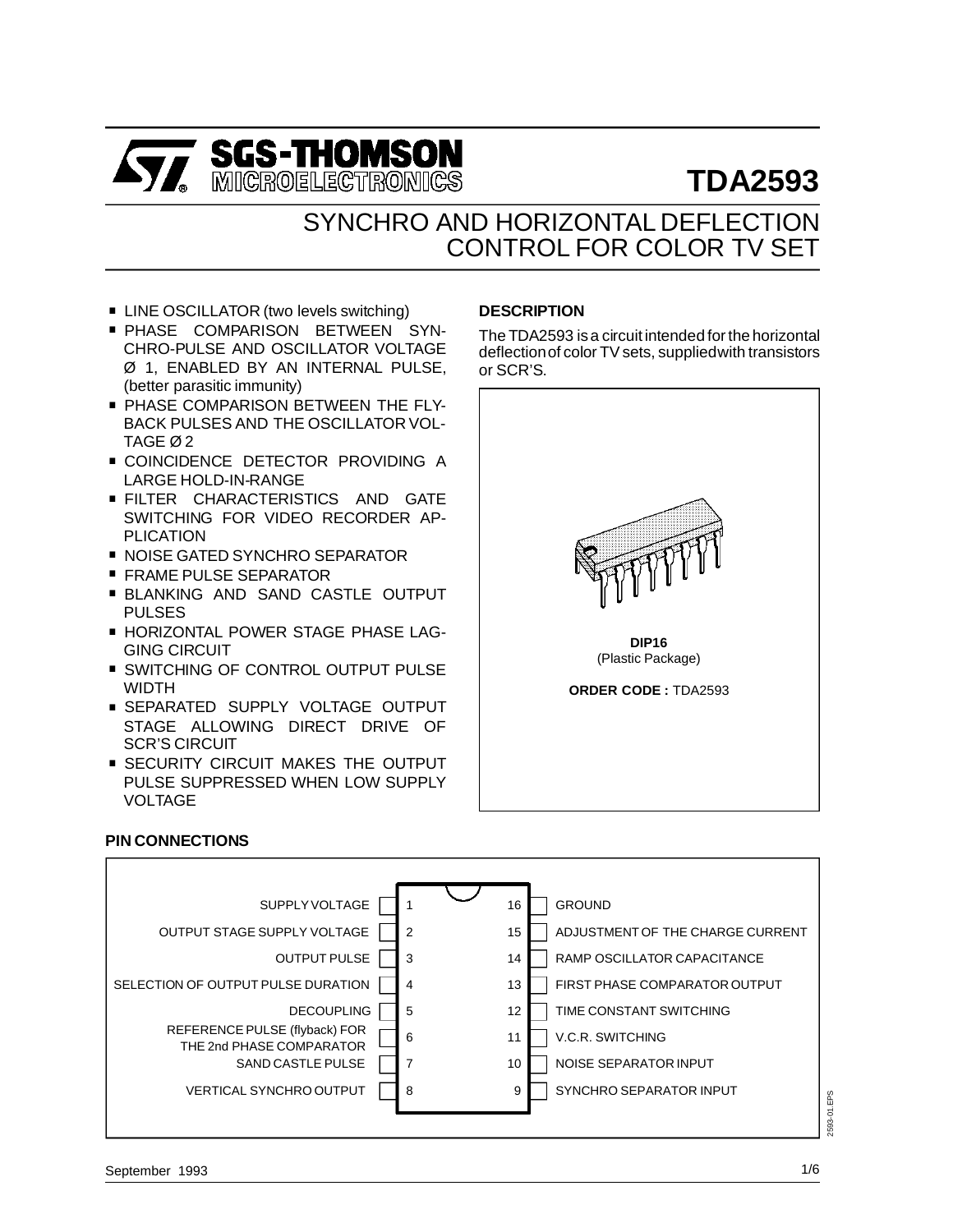# TDA2593

## SYNCHRO AND HORIZONTAL DEFLECTION CONTROL FOR COLOR TV SET

- LINE OSCILLATOR (two levels switching)
- PHASE COMPARISON BETWEEN SYNCHRO-PULSE AND OSCILLATOR VOLTAGE Ø 1, ENABLED BY AN INTERNAL PULSE, (better parasitic immunity)
- PHASE COMPARISON BETWEEN THE FLYBACK PULSES AND THE OSCILLATOR VOLTAGE Ø 2
- COINCIDENCE DETECTOR PROVIDING A LARGE HOLD-IN-RANGE
- FILTER CHARACTERISTICS AND GATE SWITCHING FOR VIDEO RECORDER APPLICATION
- NOISE GATED SYNCHRO SEPARATOR
- FRAME PULSE SEPARATOR
- BLANKING AND SAND CASTLE OUTPUT PULSES
- HORIZONTAL POWER STAGE PHASE LAGGING CIRCUIT
- SWITCHING OF CONTROL OUTPUT PULSE WIDTH
- SEPARATED SUPPLY VOLTAGE OUTPUT STAGE ALLOWING DIRECT DRIVE OF SCR'S CIRCUIT
- SECURITY CIRCUIT MAKES THE OUTPUT PULSE SUPPRESSED WHEN LOW SUPPLY VOLTAGE

### DESCRIPTION

The TDA2593 is a circuit intended for the horizontal deflection of color TV sets, supplied with transistors or SCR'S.

**DIP16**
(Plastic Package)

**ORDER CODE :** TDA2593

### PIN CONNECTIONS

| Function | Pin | Pin | Function |
|---|---|---|---|
| SUPPLY VOLTAGE | 1 | 16 | GROUND |
| OUTPUT STAGE SUPPLY VOLTAGE | 2 | 15 | ADJUSTMENT OF THE CHARGE CURRENT |
| OUTPUT PULSE | 3 | 14 | RAMP OSCILLATOR CAPACITANCE |
| SELECTION OF OUTPUT PULSE DURATION | 4 | 13 | FIRST PHASE COMPARATOR OUTPUT |
| DECOUPLING | 5 | 12 | TIME CONSTANT SWITCHING |
| REFERENCE PULSE (flyback) FOR THE 2nd PHASE COMPARATOR | 6 | 11 | V.C.R. SWITCHING |
| SAND CASTLE PULSE | 7 | 10 | NOISE SEPARATOR INPUT |
| VERTICAL SYNCHRO OUTPUT | 8 | 9 | SYNCHRO SEPARATOR INPUT |

September 1993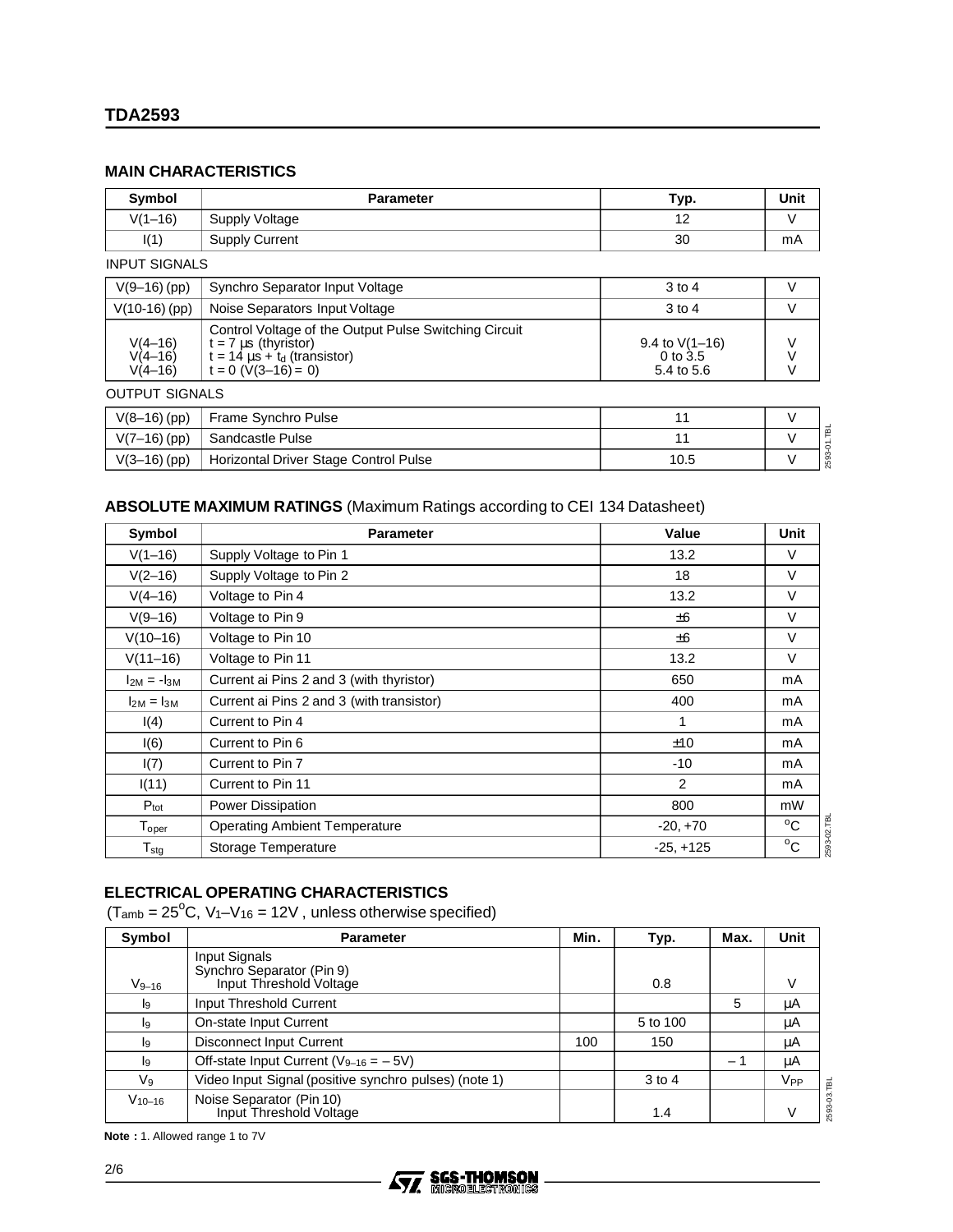## MAIN CHARACTERISTICS

| Symbol | Parameter | Typ. | Unit |
|---|---|---|---|
| V(1–16) | Supply Voltage | 12 | V |
| I(1) | Supply Current | 30 | mA |
| INPUT SIGNALS | | | |
| V(9–16) (pp) | Synchro Separator Input Voltage | 3 to 4 | V |
| V(10-16) (pp) | Noise Separators Input Voltage | 3 to 4 | V |
| | Control Voltage of the Output Pulse Switching Circuit | | |
| V(4–16) | t = 7 µs (thyristor) | 9.4 to V(1–16) | V |
| V(4–16) | t = 14 µs + $t_d$ (transistor) | 0 to 3.5 | V |
| V(4–16) | t = 0 (V(3–16) = 0) | 5.4 to 5.6 | V |
| OUTPUT SIGNALS | | | |
| V(8–16) (pp) | Frame Synchro Pulse | 11 | V |
| V(7–16) (pp) | Sandcastle Pulse | 11 | V |
| V(3–16) (pp) | Horizontal Driver Stage Control Pulse | 10.5 | V |

## ABSOLUTE MAXIMUM RATINGS (Maximum Ratings according to CEI 134 Datasheet)

| Symbol | Parameter | Value | Unit |
|---|---|---|---|
| V(1–16) | Supply Voltage to Pin 1 | 13.2 | V |
| V(2–16) | Supply Voltage to Pin 2 | 18 | V |
| V(4–16) | Voltage to Pin 4 | 13.2 | V |
| V(9–16) | Voltage to Pin 9 | ±6 | V |
| V(10–16) | Voltage to Pin 10 | ±6 | V |
| V(11–16) | Voltage to Pin 11 | 13.2 | V |
| $I_{2M} = -I_{3M}$ | Current ai Pins 2 and 3 (with thyristor) | 650 | mA |
| $I_{2M} = I_{3M}$ | Current ai Pins 2 and 3 (with transistor) | 400 | mA |
| I(4) | Current to Pin 4 | 1 | mA |
| I(6) | Current to Pin 6 | ±10 | mA |
| I(7) | Current to Pin 7 | -10 | mA |
| I(11) | Current to Pin 11 | 2 | mA |
| $P_{tot}$ | Power Dissipation | 800 | mW |
| $T_{oper}$ | Operating Ambient Temperature | -20, +70 | °C |
| $T_{stg}$ | Storage Temperature | -25, +125 | °C |

## ELECTRICAL OPERATING CHARACTERISTICS

($T_{amb}$ = 25°C, $V_1$–$V_{16}$ = 12V , unless otherwise specified)

| Symbol | Parameter | Min. | Typ. | Max. | Unit |
|---|---|---|---|---|---|
| $V_{9-16}$ | Input Signals<br>Synchro Separator (Pin 9)<br>Input Threshold Voltage | | 0.8 | | V |
| $I_9$ | Input Threshold Current | | | 5 | µA |
| $I_9$ | On-state Input Current | | 5 to 100 | | µA |
| $I_9$ | Disconnect Input Current | 100 | 150 | | µA |
| $I_9$ | Off-state Input Current ($V_{9-16}$ = – 5V) | | | – 1 | µA |
| $V_9$ | Video Input Signal (positive synchro pulses) (note 1) | | 3 to 4 | | $V_{PP}$ |
| $V_{10-16}$ | Noise Separator (Pin 10)<br>Input Threshold Voltage | | 1.4 | | V |

**Note :** 1. Allowed range 1 to 7V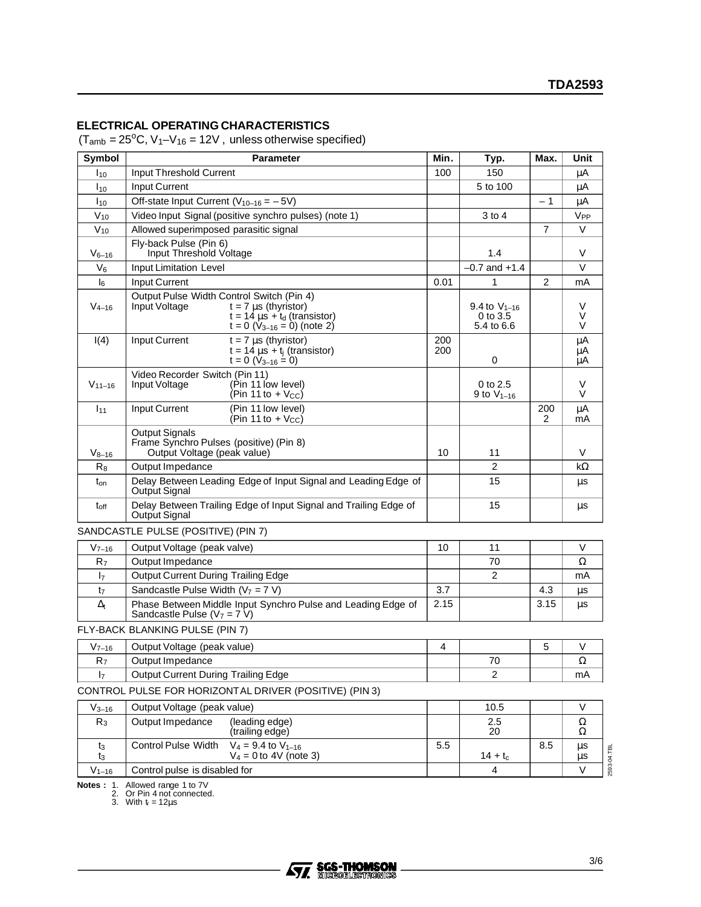## ELECTRICAL OPERATING CHARACTERISTICS

($T_{amb}$ = 25°C, $V_1$–$V_{16}$ = 12V , unless otherwise specified)

| Symbol | Parameter | Min. | Typ. | Max. | Unit |
|---|---|---|---|---|---|
| $I_{10}$ | Input Threshold Current | 100 | 150 | | µA |
| $I_{10}$ | Input Current | | 5 to 100 | | µA |
| $I_{10}$ | Off-state Input Current ($V_{10-16}$ = – 5V) | | | – 1 | µA |
| $V_{10}$ | Video Input Signal (positive synchro pulses) (note 1) | | 3 to 4 | | $V_{PP}$ |
| $V_{10}$ | Allowed superimposed parasitic signal | | | 7 | V |
| $V_{6-16}$ | Fly-back Pulse (Pin 6)<br>Input Threshold Voltage | | 1.4 | | V |
| $V_6$ | Input Limitation Level | | –0.7 and +1.4 | | V |
| $I_6$ | Input Current | 0.01 | 1 | 2 | mA |
| $V_{4-16}$ | Output Pulse Width Control Switch (Pin 4)<br>Input Voltage — t = 7 µs (thyristor)<br>t = 14 µs + $t_d$ (transistor)<br>t = 0 ($V_{3-16}$ = 0) (note 2) | | 9.4 to $V_{1-16}$<br>0 to 3.5<br>5.4 to 6.6 | | V<br>V<br>V |
| I(4) | Input Current — t = 7 µs (thyristor)<br>t = 14 µs + $t_j$ (transistor)<br>t = 0 ($V_{3-16}$ = 0) | 200<br>200 | <br><br>0 | | µA<br>µA<br>µA |
| $V_{11-16}$ | Video Recorder Switch (Pin 11)<br>Input Voltage — (Pin 11 low level)<br>(Pin 11 to + $V_{CC}$) | | 0 to 2.5<br>9 to $V_{1-16}$ | | V<br>V |
| $I_{11}$ | Input Current — (Pin 11 low level)<br>(Pin 11 to + $V_{CC}$) | | | 200<br>2 | µA<br>mA |
| $V_{8-16}$ | Output Signals<br>Frame Synchro Pulses (positive) (Pin 8)<br>Output Voltage (peak value) | 10 | 11 | | V |
| $R_8$ | Output Impedance | | 2 | | kΩ |
| $t_{on}$ | Delay Between Leading Edge of Input Signal and Leading Edge of Output Signal | | 15 | | µs |
| $t_{off}$ | Delay Between Trailing Edge of Input Signal and Trailing Edge of Output Signal | | 15 | | µs |
| | **SANDCASTLE PULSE (POSITIVE) (PIN 7)** | | | | |
| $V_{7-16}$ | Output Voltage (peak valve) | 10 | 11 | | V |
| $R_7$ | Output Impedance | | 70 | | Ω |
| $I_7$ | Output Current During Trailing Edge | | 2 | | mA |
| $t_7$ | Sandcastle Pulse Width ($V_7$ = 7 V) | 3.7 | | 4.3 | µs |
| $\Delta_t$ | Phase Between Middle Input Synchro Pulse and Leading Edge of Sandcastle Pulse ($V_7$ = 7 V) | 2.15 | | 3.15 | µs |
| | **FLY-BACK BLANKING PULSE (PIN 7)** | | | | |
| $V_{7-16}$ | Output Voltage (peak value) | 4 | | 5 | V |
| $R_7$ | Output Impedance | | 70 | | Ω |
| $I_7$ | Output Current During Trailing Edge | | 2 | | mA |
| | **CONTROL PULSE FOR HORIZONTAL DRIVER (POSITIVE) (PIN 3)** | | | | |
| $V_{3-16}$ | Output Voltage (peak value) | | 10.5 | | V |
| $R_3$ | Output Impedance — (leading edge)<br>(trailing edge) | | 2.5<br>20 | | Ω<br>Ω |
| $t_3$<br>$t_3$ | Control Pulse Width — $V_4$ = 9.4 to $V_{1-16}$<br>$V_4$ = 0 to 4V (note 3) | 5.5 | <br>14 + $t_c$ | 8.5 | µs<br>µs |
| $V_{1-16}$ | Control pulse is disabled for | | 4 | | V |

**Notes :** 1. Allowed range 1 to 7V
2. Or Pin 4 not connected.
3. With $t_r$ = 12µs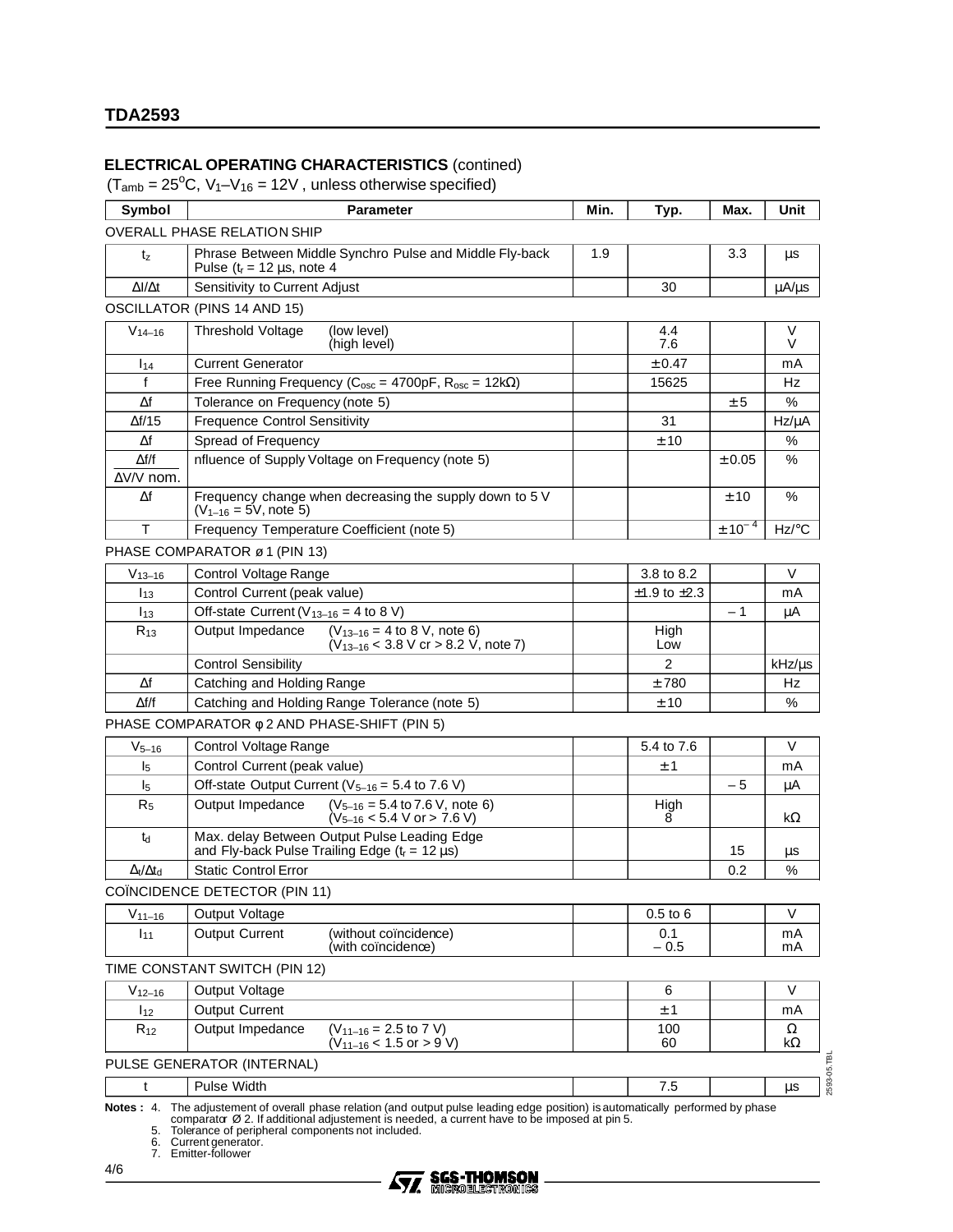## ELECTRICAL OPERATING CHARACTERISTICS (contined)

($T_{amb}$ = 25°C, $V_1$–$V_{16}$ = 12V , unless otherwise specified)

| Symbol | Parameter | Min. | Typ. | Max. | Unit |
|---|---|---|---|---|---|
| OVERALL PHASE RELATION SHIP | | | | | |
| $t_z$ | Phrase Between Middle Synchro Pulse and Middle Fly-back Pulse ($t_r$ = 12 µs, note 4 | 1.9 | | 3.3 | µs |
| $\Delta I/\Delta t$ | Sensitivity to Current Adjust | | 30 | | µA/µs |
| OSCILLATOR (PINS 14 AND 15) | | | | | |
| $V_{14-16}$ | Threshold Voltage (low level) (high level) | | 4.4 7.6 | | V V |
| $I_{14}$ | Current Generator | | ± 0.47 | | mA |
| f | Free Running Frequency ($C_{osc}$ = 4700pF, $R_{osc}$ = 12kΩ) | | 15625 | | Hz |
| Δf | Tolerance on Frequency (note 5) | | | ± 5 | % |
| Δf/15 | Frequence Control Sensitivity | | 31 | | Hz/µA |
| Δf | Spread of Frequency | | ± 10 | | % |
| $\frac{\Delta f/f}{\Delta V/V \text{ nom.}}$ | nfluence of Supply Voltage on Frequency (note 5) | | | ± 0.05 | % |
| Δf | Frequency change when decreasing the supply down to 5 V ($V_{1-16}$ = 5V, note 5) | | | ± 10 | % |
| T | Frequency Temperature Coefficient (note 5) | | | $\pm 10^{-4}$ | Hz/°C |
| PHASE COMPARATOR ø 1 (PIN 13) | | | | | |
| $V_{13-16}$ | Control Voltage Range | | 3.8 to 8.2 | | V |
| $I_{13}$ | Control Current (peak value) | | ±1.9 to ±2.3 | | mA |
| $I_{13}$ | Off-state Current ($V_{13-16}$ = 4 to 8 V) | | | – 1 | µA |
| $R_{13}$ | Output Impedance ($V_{13-16}$ = 4 to 8 V, note 6) ($V_{13-16}$ < 3.8 V cr > 8.2 V, note 7) | | High Low | | |
| | Control Sensibility | | 2 | | kHz/µs |
| Δf | Catching and Holding Range | | ± 780 | | Hz |
| Δf/f | Catching and Holding Range Tolerance (note 5) | | ± 10 | | % |
| PHASE COMPARATOR φ 2 AND PHASE-SHIFT (PIN 5) | | | | | |
| $V_{5-16}$ | Control Voltage Range | | 5.4 to 7.6 | | V |
| $I_5$ | Control Current (peak value) | | ± 1 | | mA |
| $I_5$ | Off-state Output Current ($V_{5-16}$ = 5.4 to 7.6 V) | | | – 5 | µA |
| $R_5$ | Output Impedance ($V_{5-16}$ = 5.4 to 7.6 V, note 6) ($V_{5-16}$ < 5.4 V or > 7.6 V) | | High 8 | | kΩ |
| $t_d$ | Max. delay Between Output Pulse Leading Edge and Fly-back Pulse Trailing Edge ($t_r$ = 12 µs) | | | 15 | µs |
| $\Delta_t/\Delta t_d$ | Static Control Error | | | 0.2 | % |
| COÏNCIDENCE DETECTOR (PIN 11) | | | | | |
| $V_{11-16}$ | Output Voltage | | 0.5 to 6 | | V |
| $I_{11}$ | Output Current (without coïncidence) (with coïncidence) | | 0.1 – 0.5 | | mA mA |
| TIME CONSTANT SWITCH (PIN 12) | | | | | |
| $V_{12-16}$ | Output Voltage | | 6 | | V |
| $I_{12}$ | Output Current | | ± 1 | | mA |
| $R_{12}$ | Output Impedance ($V_{11-16}$ = 2.5 to 7 V) ($V_{11-16}$ < 1.5 or > 9 V) | | 100 60 | | Ω kΩ |
| PULSE GENERATOR (INTERNAL) | | | | | |
| t | Pulse Width | | 7.5 | | µs |

**Notes :**
4. The adjustement of overall phase relation (and output pulse leading edge position) is automatically performed by phase comparator Ø 2. If additional adjustement is needed, a current have to be imposed at pin 5.
5. Tolerance of peripheral components not included.
6. Current generator.
7. Emitter-follower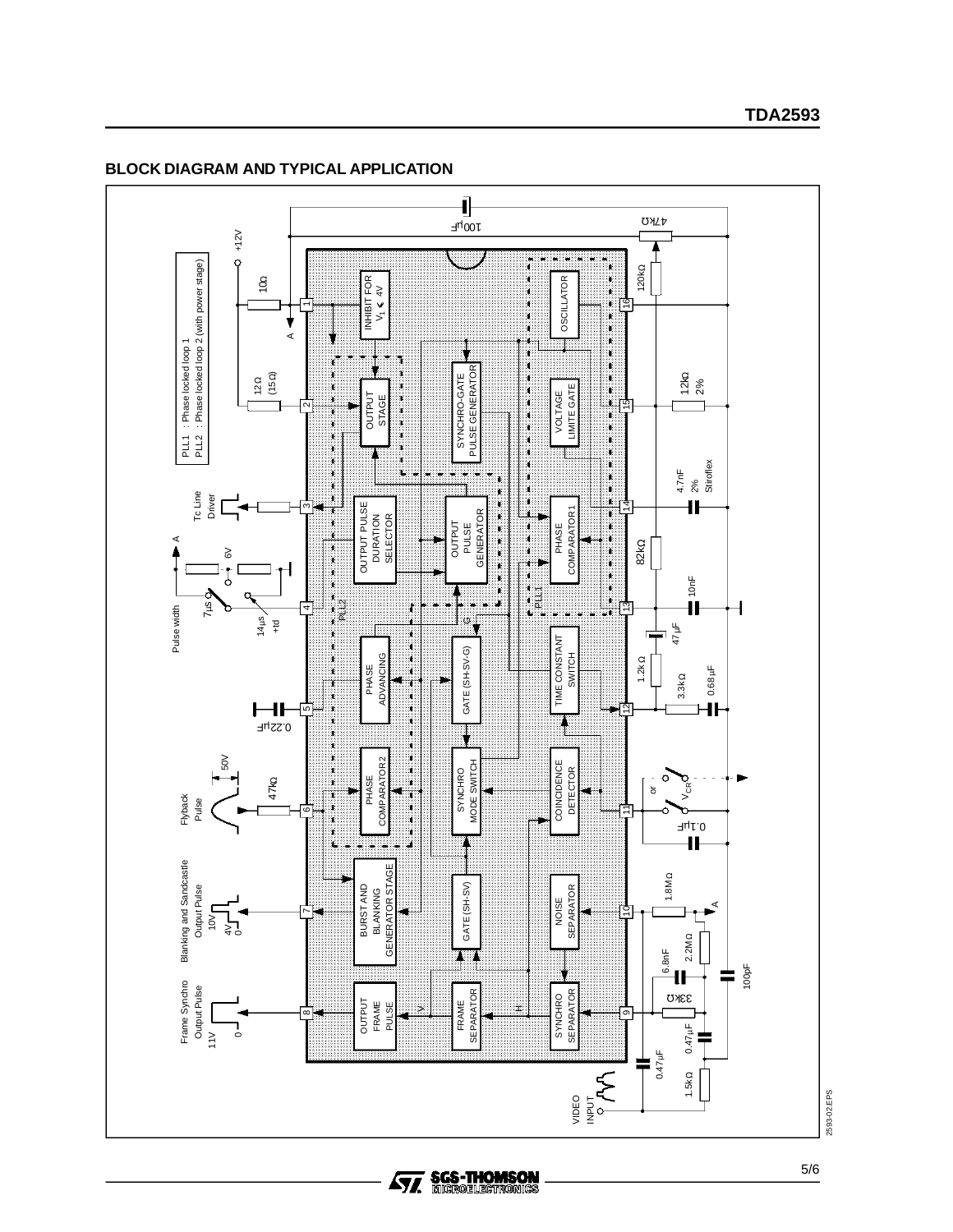## BLOCK DIAGRAM AND TYPICAL APPLICATION

PLL1 : Phase locked loop 1
PLL2 : Phase locked loop 2 (with power stage)

INHIBIT FOR $V_1 \leq 4V$

OUTPUT STAGE

SYNCHRO-GATE PULSE GENERATOR

OSCILLATOR

VOLTAGE LIMITE GATE

OUTPUT PULSE DURATION SELECTOR

OUTPUT PULSE GENERATOR

PHASE COMPARATOR1

PHASE ADVANCING

GATE (SH-SV-G)

TIME CONSTANT SWITCH

PHASE COMPARATOR2

SYNCHRO MODE SWITCH

COINCIDENCE DETECTOR

BURST AND BLANKING GENERATOR STAGE

GATE (SH-SV)

NOISE SEPARATOR

OUTPUT FRAME PULSE

FRAME SEPARATOR

SYNCHRO SEPARATOR

+12V

100μF

47kΩ

10Ω

120kΩ

12Ω (15Ω)

12kΩ 2%

Tc Line Driver

4.7nF 2% Stiroflex

82kΩ

Pulse width 7μs 14μs +td

6V

10nF

47μF

1.2kΩ

3.3kΩ

0.68μF

0.22μF

Flyback Pulse 50V

47kΩ

or $V_{CR}$

0.1μF

Blanking and Sandcastle Output Pulse 10V 4V 0

1.8MΩ

2.2MΩ

6.8nF

100pF

Frame Synchro Output Pulse 11V 0

33kΩ

0.47μF

0.47μF

1.5kΩ

VIDEO INPUT

2593-02.EPS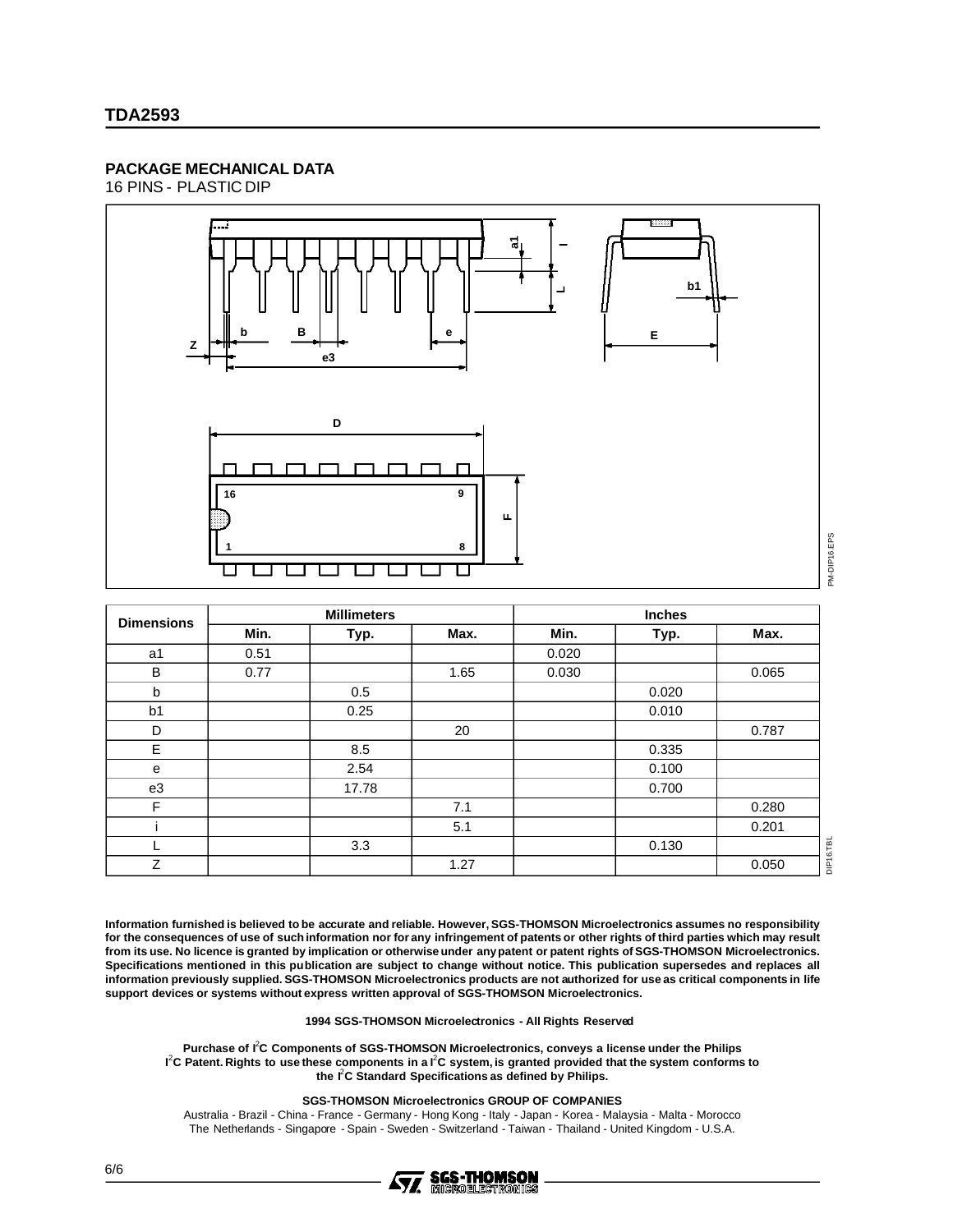## PACKAGE MECHANICAL DATA

16 PINS - PLASTIC DIP

a1
I
L
b1
Z
b
B
e
e3
E
D
16
9
1
8
F
PM-DIP16.EPS

| Dimensions | Millimeters | | | Inches | | |
|---|---|---|---|---|---|---|
| | Min. | Typ. | Max. | Min. | Typ. | Max. |
| a1 | 0.51 | | | 0.020 | | |
| B | 0.77 | | 1.65 | 0.030 | | 0.065 |
| b | | 0.5 | | | 0.020 | |
| b1 | | 0.25 | | | 0.010 | |
| D | | | 20 | | | 0.787 |
| E | | 8.5 | | | 0.335 | |
| e | | 2.54 | | | 0.100 | |
| e3 | | 17.78 | | | 0.700 | |
| F | | | 7.1 | | | 0.280 |
| i | | | 5.1 | | | 0.201 |
| L | | 3.3 | | | 0.130 | |
| Z | | | 1.27 | | | 0.050 |

DIP16.TBL

**Information furnished is believed to be accurate and reliable. However, SGS-THOMSON Microelectronics assumes no responsibility for the consequences of use of such information nor for any infringement of patents or other rights of third parties which may result from its use. No licence is granted by implication or otherwise under any patent or patent rights of SGS-THOMSON Microelectronics. Specifications mentioned in this publication are subject to change without notice. This publication supersedes and replaces all information previously supplied. SGS-THOMSON Microelectronics products are not authorized for use as critical components in life support devices or systems without express written approval of SGS-THOMSON Microelectronics.**

**1994 SGS-THOMSON Microelectronics - All Rights Reserved**

**Purchase of I²C Components of SGS-THOMSON Microelectronics, conveys a license under the Philips I²C Patent. Rights to use these components in a I²C system, is granted provided that the system conforms to the I²C Standard Specifications as defined by Philips.**

**SGS-THOMSON Microelectronics GROUP OF COMPANIES**

Australia - Brazil - China - France - Germany - Hong Kong - Italy - Japan - Korea - Malaysia - Malta - Morocco
The Netherlands - Singapore - Spain - Sweden - Switzerland - Taiwan - Thailand - United Kingdom - U.S.A.